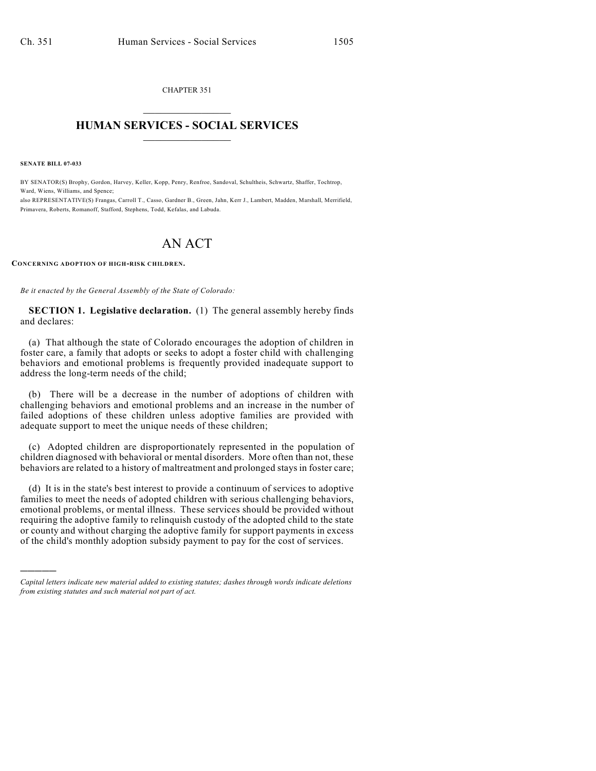CHAPTER 351

# HUMAN SERVICES - SOCIAL SERVICES

**SENATE BILL 07-033**

BY SENATOR(S) Brophy, Gordon, Harvey, Keller, Kopp, Penry, Renfroe, Sandoval, Schultheis, Schwartz, Shaffer, Tochtrop, Ward, Wiens, Williams, and Spence;
also REPRESENTATIVE(S) Frangas, Carroll T., Casso, Gardner B., Green, Jahn, Kerr J., Lambert, Madden, Marshall, Merrifield, Primavera, Roberts, Romanoff, Stafford, Stephens, Todd, Kefalas, and Labuda.

# AN ACT

**CONCERNING ADOPTION OF HIGH-RISK CHILDREN.**

*Be it enacted by the General Assembly of the State of Colorado:*

**SECTION 1. Legislative declaration.** (1) The general assembly hereby finds and declares:

(a) That although the state of Colorado encourages the adoption of children in foster care, a family that adopts or seeks to adopt a foster child with challenging behaviors and emotional problems is frequently provided inadequate support to address the long-term needs of the child;

(b) There will be a decrease in the number of adoptions of children with challenging behaviors and emotional problems and an increase in the number of failed adoptions of these children unless adoptive families are provided with adequate support to meet the unique needs of these children;

(c) Adopted children are disproportionately represented in the population of children diagnosed with behavioral or mental disorders. More often than not, these behaviors are related to a history of maltreatment and prolonged stays in foster care;

(d) It is in the state's best interest to provide a continuum of services to adoptive families to meet the needs of adopted children with serious challenging behaviors, emotional problems, or mental illness. These services should be provided without requiring the adoptive family to relinquish custody of the adopted child to the state or county and without charging the adoptive family for support payments in excess of the child's monthly adoption subsidy payment to pay for the cost of services.

*Capital letters indicate new material added to existing statutes; dashes through words indicate deletions from existing statutes and such material not part of act.*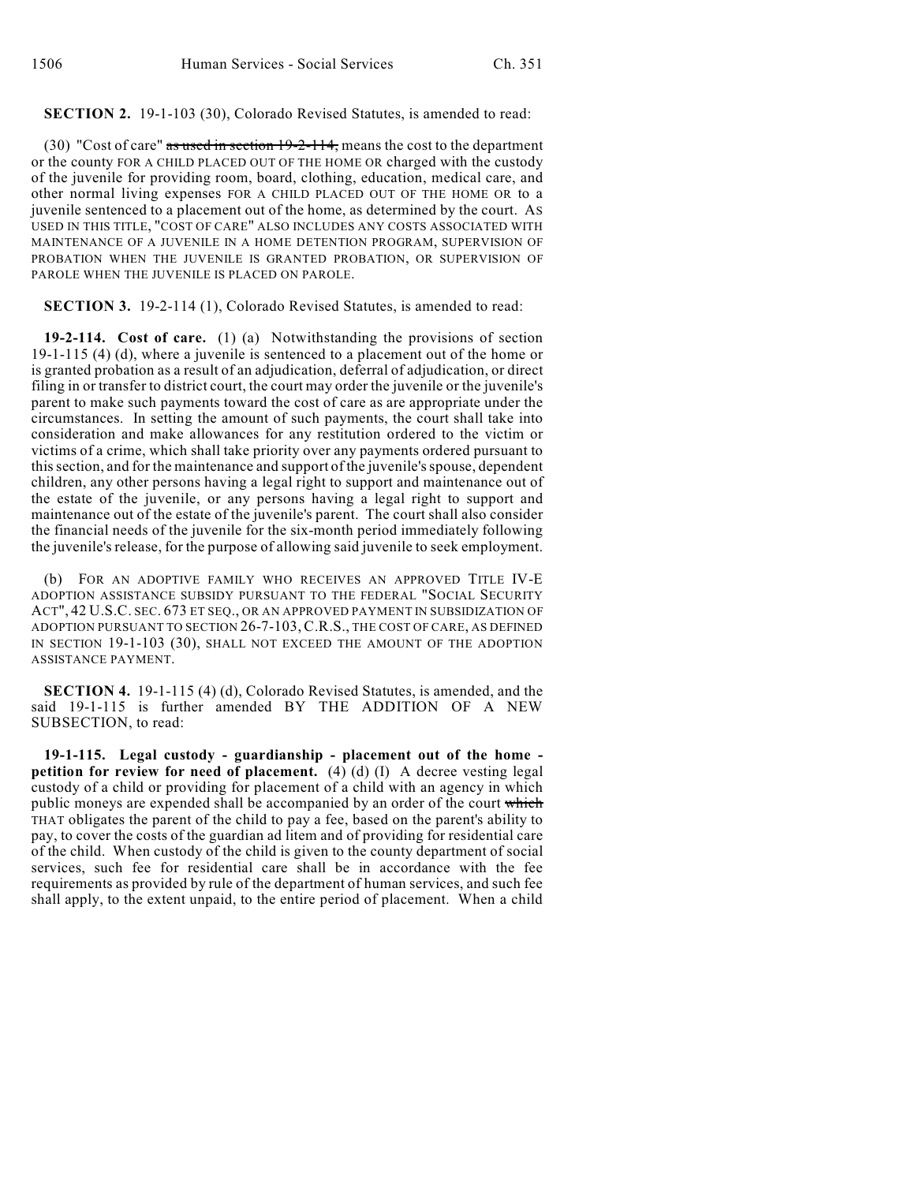**SECTION 2.** 19-1-103 (30), Colorado Revised Statutes, is amended to read:

(30) "Cost of care" ~~as used in section 19-2-114,~~ means the cost to the department or the county FOR A CHILD PLACED OUT OF THE HOME OR charged with the custody of the juvenile for providing room, board, clothing, education, medical care, and other normal living expenses FOR A CHILD PLACED OUT OF THE HOME OR to a juvenile sentenced to a placement out of the home, as determined by the court. AS USED IN THIS TITLE, "COST OF CARE" ALSO INCLUDES ANY COSTS ASSOCIATED WITH MAINTENANCE OF A JUVENILE IN A HOME DETENTION PROGRAM, SUPERVISION OF PROBATION WHEN THE JUVENILE IS GRANTED PROBATION, OR SUPERVISION OF PAROLE WHEN THE JUVENILE IS PLACED ON PAROLE.

**SECTION 3.** 19-2-114 (1), Colorado Revised Statutes, is amended to read:

**19-2-114. Cost of care.** (1) (a) Notwithstanding the provisions of section 19-1-115 (4) (d), where a juvenile is sentenced to a placement out of the home or is granted probation as a result of an adjudication, deferral of adjudication, or direct filing in or transfer to district court, the court may order the juvenile or the juvenile's parent to make such payments toward the cost of care as are appropriate under the circumstances. In setting the amount of such payments, the court shall take into consideration and make allowances for any restitution ordered to the victim or victims of a crime, which shall take priority over any payments ordered pursuant to this section, and for the maintenance and support of the juvenile's spouse, dependent children, any other persons having a legal right to support and maintenance out of the estate of the juvenile, or any persons having a legal right to support and maintenance out of the estate of the juvenile's parent. The court shall also consider the financial needs of the juvenile for the six-month period immediately following the juvenile's release, for the purpose of allowing said juvenile to seek employment.

(b) FOR AN ADOPTIVE FAMILY WHO RECEIVES AN APPROVED TITLE IV-E ADOPTION ASSISTANCE SUBSIDY PURSUANT TO THE FEDERAL "SOCIAL SECURITY ACT", 42 U.S.C. SEC. 673 ET SEQ., OR AN APPROVED PAYMENT IN SUBSIDIZATION OF ADOPTION PURSUANT TO SECTION 26-7-103, C.R.S., THE COST OF CARE, AS DEFINED IN SECTION 19-1-103 (30), SHALL NOT EXCEED THE AMOUNT OF THE ADOPTION ASSISTANCE PAYMENT.

**SECTION 4.** 19-1-115 (4) (d), Colorado Revised Statutes, is amended, and the said 19-1-115 is further amended BY THE ADDITION OF A NEW SUBSECTION, to read:

**19-1-115. Legal custody - guardianship - placement out of the home - petition for review for need of placement.** (4) (d) (I) A decree vesting legal custody of a child or providing for placement of a child with an agency in which public moneys are expended shall be accompanied by an order of the court ~~which~~ THAT obligates the parent of the child to pay a fee, based on the parent's ability to pay, to cover the costs of the guardian ad litem and of providing for residential care of the child. When custody of the child is given to the county department of social services, such fee for residential care shall be in accordance with the fee requirements as provided by rule of the department of human services, and such fee shall apply, to the extent unpaid, to the entire period of placement. When a child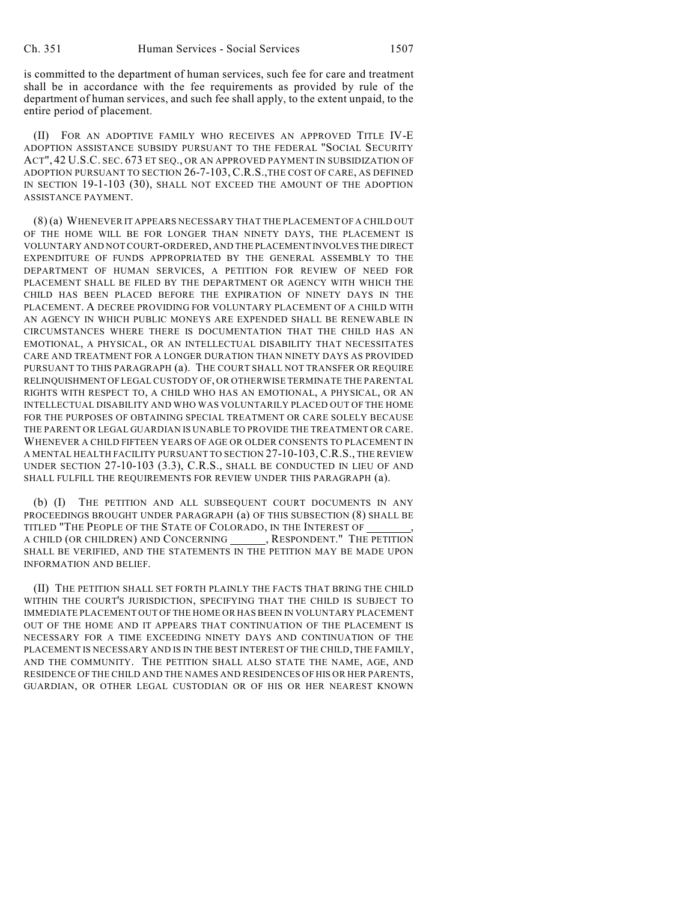is committed to the department of human services, such fee for care and treatment shall be in accordance with the fee requirements as provided by rule of the department of human services, and such fee shall apply, to the extent unpaid, to the entire period of placement.

(II) FOR AN ADOPTIVE FAMILY WHO RECEIVES AN APPROVED TITLE IV-E ADOPTION ASSISTANCE SUBSIDY PURSUANT TO THE FEDERAL "SOCIAL SECURITY ACT", 42 U.S.C. SEC. 673 ET SEQ., OR AN APPROVED PAYMENT IN SUBSIDIZATION OF ADOPTION PURSUANT TO SECTION 26-7-103, C.R.S., THE COST OF CARE, AS DEFINED IN SECTION 19-1-103 (30), SHALL NOT EXCEED THE AMOUNT OF THE ADOPTION ASSISTANCE PAYMENT.

(8) (a) WHENEVER IT APPEARS NECESSARY THAT THE PLACEMENT OF A CHILD OUT OF THE HOME WILL BE FOR LONGER THAN NINETY DAYS, THE PLACEMENT IS VOLUNTARY AND NOT COURT-ORDERED, AND THE PLACEMENT INVOLVES THE DIRECT EXPENDITURE OF FUNDS APPROPRIATED BY THE GENERAL ASSEMBLY TO THE DEPARTMENT OF HUMAN SERVICES, A PETITION FOR REVIEW OF NEED FOR PLACEMENT SHALL BE FILED BY THE DEPARTMENT OR AGENCY WITH WHICH THE CHILD HAS BEEN PLACED BEFORE THE EXPIRATION OF NINETY DAYS IN THE PLACEMENT. A DECREE PROVIDING FOR VOLUNTARY PLACEMENT OF A CHILD WITH AN AGENCY IN WHICH PUBLIC MONEYS ARE EXPENDED SHALL BE RENEWABLE IN CIRCUMSTANCES WHERE THERE IS DOCUMENTATION THAT THE CHILD HAS AN EMOTIONAL, A PHYSICAL, OR AN INTELLECTUAL DISABILITY THAT NECESSITATES CARE AND TREATMENT FOR A LONGER DURATION THAN NINETY DAYS AS PROVIDED PURSUANT TO THIS PARAGRAPH (a). THE COURT SHALL NOT TRANSFER OR REQUIRE RELINQUISHMENT OF LEGAL CUSTODY OF, OR OTHERWISE TERMINATE THE PARENTAL RIGHTS WITH RESPECT TO, A CHILD WHO HAS AN EMOTIONAL, A PHYSICAL, OR AN INTELLECTUAL DISABILITY AND WHO WAS VOLUNTARILY PLACED OUT OF THE HOME FOR THE PURPOSES OF OBTAINING SPECIAL TREATMENT OR CARE SOLELY BECAUSE THE PARENT OR LEGAL GUARDIAN IS UNABLE TO PROVIDE THE TREATMENT OR CARE. WHENEVER A CHILD FIFTEEN YEARS OF AGE OR OLDER CONSENTS TO PLACEMENT IN A MENTAL HEALTH FACILITY PURSUANT TO SECTION 27-10-103, C.R.S., THE REVIEW UNDER SECTION 27-10-103 (3.3), C.R.S., SHALL BE CONDUCTED IN LIEU OF AND SHALL FULFILL THE REQUIREMENTS FOR REVIEW UNDER THIS PARAGRAPH (a).

(b) (I) THE PETITION AND ALL SUBSEQUENT COURT DOCUMENTS IN ANY PROCEEDINGS BROUGHT UNDER PARAGRAPH (a) OF THIS SUBSECTION (8) SHALL BE TITLED "THE PEOPLE OF THE STATE OF COLORADO, IN THE INTEREST OF ________, A CHILD (OR CHILDREN) AND CONCERNING ______, RESPONDENT." THE PETITION SHALL BE VERIFIED, AND THE STATEMENTS IN THE PETITION MAY BE MADE UPON INFORMATION AND BELIEF.

(II) THE PETITION SHALL SET FORTH PLAINLY THE FACTS THAT BRING THE CHILD WITHIN THE COURT'S JURISDICTION, SPECIFYING THAT THE CHILD IS SUBJECT TO IMMEDIATE PLACEMENT OUT OF THE HOME OR HAS BEEN IN VOLUNTARY PLACEMENT OUT OF THE HOME AND IT APPEARS THAT CONTINUATION OF THE PLACEMENT IS NECESSARY FOR A TIME EXCEEDING NINETY DAYS AND CONTINUATION OF THE PLACEMENT IS NECESSARY AND IS IN THE BEST INTEREST OF THE CHILD, THE FAMILY, AND THE COMMUNITY. THE PETITION SHALL ALSO STATE THE NAME, AGE, AND RESIDENCE OF THE CHILD AND THE NAMES AND RESIDENCES OF HIS OR HER PARENTS, GUARDIAN, OR OTHER LEGAL CUSTODIAN OR OF HIS OR HER NEAREST KNOWN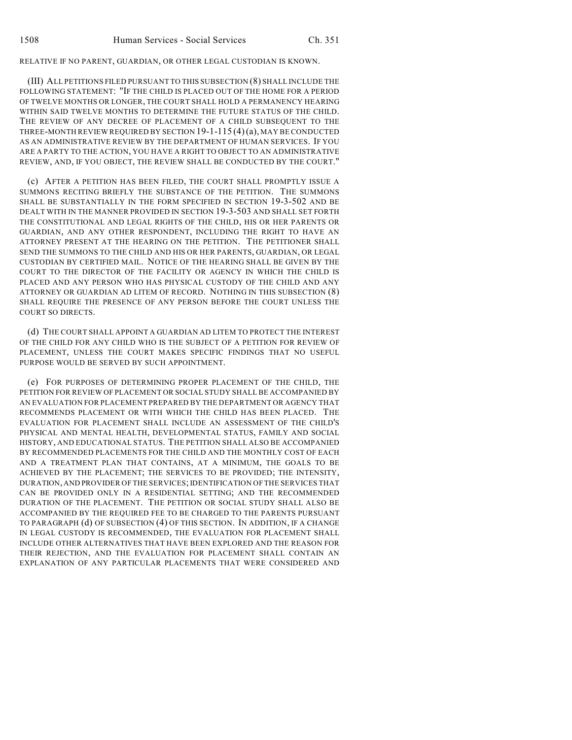RELATIVE IF NO PARENT, GUARDIAN, OR OTHER LEGAL CUSTODIAN IS KNOWN.

(III) ALL PETITIONS FILED PURSUANT TO THIS SUBSECTION (8) SHALL INCLUDE THE FOLLOWING STATEMENT: "IF THE CHILD IS PLACED OUT OF THE HOME FOR A PERIOD OF TWELVE MONTHS OR LONGER, THE COURT SHALL HOLD A PERMANENCY HEARING WITHIN SAID TWELVE MONTHS TO DETERMINE THE FUTURE STATUS OF THE CHILD. THE REVIEW OF ANY DECREE OF PLACEMENT OF A CHILD SUBSEQUENT TO THE THREE-MONTH REVIEW REQUIRED BY SECTION 19-1-115 (4) (a), MAY BE CONDUCTED AS AN ADMINISTRATIVE REVIEW BY THE DEPARTMENT OF HUMAN SERVICES. IF YOU ARE A PARTY TO THE ACTION, YOU HAVE A RIGHT TO OBJECT TO AN ADMINISTRATIVE REVIEW, AND, IF YOU OBJECT, THE REVIEW SHALL BE CONDUCTED BY THE COURT."

(c) AFTER A PETITION HAS BEEN FILED, THE COURT SHALL PROMPTLY ISSUE A SUMMONS RECITING BRIEFLY THE SUBSTANCE OF THE PETITION. THE SUMMONS SHALL BE SUBSTANTIALLY IN THE FORM SPECIFIED IN SECTION 19-3-502 AND BE DEALT WITH IN THE MANNER PROVIDED IN SECTION 19-3-503 AND SHALL SET FORTH THE CONSTITUTIONAL AND LEGAL RIGHTS OF THE CHILD, HIS OR HER PARENTS OR GUARDIAN, AND ANY OTHER RESPONDENT, INCLUDING THE RIGHT TO HAVE AN ATTORNEY PRESENT AT THE HEARING ON THE PETITION. THE PETITIONER SHALL SEND THE SUMMONS TO THE CHILD AND HIS OR HER PARENTS, GUARDIAN, OR LEGAL CUSTODIAN BY CERTIFIED MAIL. NOTICE OF THE HEARING SHALL BE GIVEN BY THE COURT TO THE DIRECTOR OF THE FACILITY OR AGENCY IN WHICH THE CHILD IS PLACED AND ANY PERSON WHO HAS PHYSICAL CUSTODY OF THE CHILD AND ANY ATTORNEY OR GUARDIAN AD LITEM OF RECORD. NOTHING IN THIS SUBSECTION (8) SHALL REQUIRE THE PRESENCE OF ANY PERSON BEFORE THE COURT UNLESS THE COURT SO DIRECTS.

(d) THE COURT SHALL APPOINT A GUARDIAN AD LITEM TO PROTECT THE INTEREST OF THE CHILD FOR ANY CHILD WHO IS THE SUBJECT OF A PETITION FOR REVIEW OF PLACEMENT, UNLESS THE COURT MAKES SPECIFIC FINDINGS THAT NO USEFUL PURPOSE WOULD BE SERVED BY SUCH APPOINTMENT.

(e) FOR PURPOSES OF DETERMINING PROPER PLACEMENT OF THE CHILD, THE PETITION FOR REVIEW OF PLACEMENT OR SOCIAL STUDY SHALL BE ACCOMPANIED BY AN EVALUATION FOR PLACEMENT PREPARED BY THE DEPARTMENT OR AGENCY THAT RECOMMENDS PLACEMENT OR WITH WHICH THE CHILD HAS BEEN PLACED. THE EVALUATION FOR PLACEMENT SHALL INCLUDE AN ASSESSMENT OF THE CHILD'S PHYSICAL AND MENTAL HEALTH, DEVELOPMENTAL STATUS, FAMILY AND SOCIAL HISTORY, AND EDUCATIONAL STATUS. THE PETITION SHALL ALSO BE ACCOMPANIED BY RECOMMENDED PLACEMENTS FOR THE CHILD AND THE MONTHLY COST OF EACH AND A TREATMENT PLAN THAT CONTAINS, AT A MINIMUM, THE GOALS TO BE ACHIEVED BY THE PLACEMENT; THE SERVICES TO BE PROVIDED; THE INTENSITY, DURATION, AND PROVIDER OF THE SERVICES; IDENTIFICATION OF THE SERVICES THAT CAN BE PROVIDED ONLY IN A RESIDENTIAL SETTING; AND THE RECOMMENDED DURATION OF THE PLACEMENT. THE PETITION OR SOCIAL STUDY SHALL ALSO BE ACCOMPANIED BY THE REQUIRED FEE TO BE CHARGED TO THE PARENTS PURSUANT TO PARAGRAPH (d) OF SUBSECTION (4) OF THIS SECTION. IN ADDITION, IF A CHANGE IN LEGAL CUSTODY IS RECOMMENDED, THE EVALUATION FOR PLACEMENT SHALL INCLUDE OTHER ALTERNATIVES THAT HAVE BEEN EXPLORED AND THE REASON FOR THEIR REJECTION, AND THE EVALUATION FOR PLACEMENT SHALL CONTAIN AN EXPLANATION OF ANY PARTICULAR PLACEMENTS THAT WERE CONSIDERED AND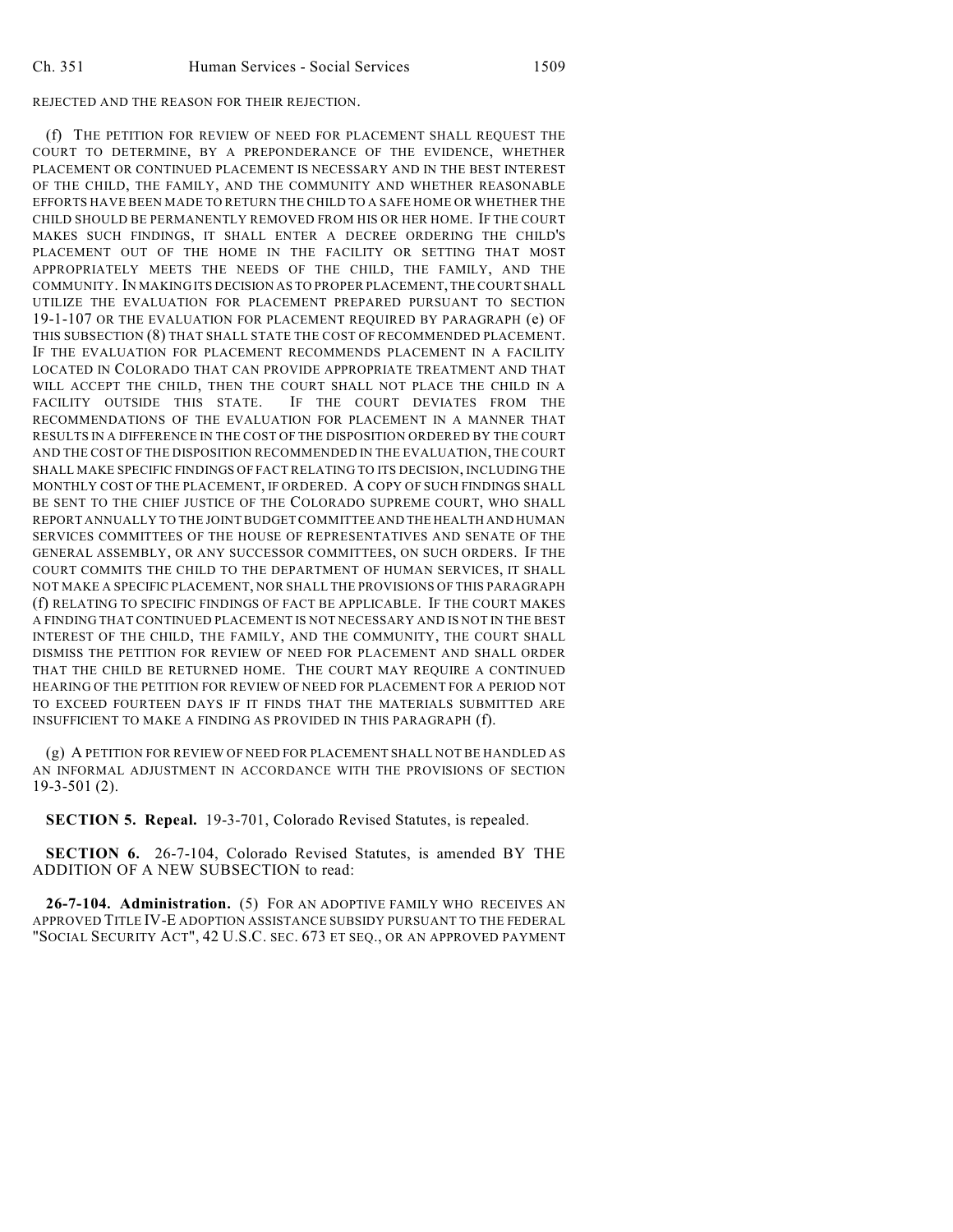REJECTED AND THE REASON FOR THEIR REJECTION.

(f) THE PETITION FOR REVIEW OF NEED FOR PLACEMENT SHALL REQUEST THE COURT TO DETERMINE, BY A PREPONDERANCE OF THE EVIDENCE, WHETHER PLACEMENT OR CONTINUED PLACEMENT IS NECESSARY AND IN THE BEST INTEREST OF THE CHILD, THE FAMILY, AND THE COMMUNITY AND WHETHER REASONABLE EFFORTS HAVE BEEN MADE TO RETURN THE CHILD TO A SAFE HOME OR WHETHER THE CHILD SHOULD BE PERMANENTLY REMOVED FROM HIS OR HER HOME. IF THE COURT MAKES SUCH FINDINGS, IT SHALL ENTER A DECREE ORDERING THE CHILD'S PLACEMENT OUT OF THE HOME IN THE FACILITY OR SETTING THAT MOST APPROPRIATELY MEETS THE NEEDS OF THE CHILD, THE FAMILY, AND THE COMMUNITY. IN MAKING ITS DECISION AS TO PROPER PLACEMENT, THE COURT SHALL UTILIZE THE EVALUATION FOR PLACEMENT PREPARED PURSUANT TO SECTION 19-1-107 OR THE EVALUATION FOR PLACEMENT REQUIRED BY PARAGRAPH (e) OF THIS SUBSECTION (8) THAT SHALL STATE THE COST OF RECOMMENDED PLACEMENT. IF THE EVALUATION FOR PLACEMENT RECOMMENDS PLACEMENT IN A FACILITY LOCATED IN COLORADO THAT CAN PROVIDE APPROPRIATE TREATMENT AND THAT WILL ACCEPT THE CHILD, THEN THE COURT SHALL NOT PLACE THE CHILD IN A FACILITY OUTSIDE THIS STATE. IF THE COURT DEVIATES FROM THE RECOMMENDATIONS OF THE EVALUATION FOR PLACEMENT IN A MANNER THAT RESULTS IN A DIFFERENCE IN THE COST OF THE DISPOSITION ORDERED BY THE COURT AND THE COST OF THE DISPOSITION RECOMMENDED IN THE EVALUATION, THE COURT SHALL MAKE SPECIFIC FINDINGS OF FACT RELATING TO ITS DECISION, INCLUDING THE MONTHLY COST OF THE PLACEMENT, IF ORDERED. A COPY OF SUCH FINDINGS SHALL BE SENT TO THE CHIEF JUSTICE OF THE COLORADO SUPREME COURT, WHO SHALL REPORT ANNUALLY TO THE JOINT BUDGET COMMITTEE AND THE HEALTH AND HUMAN SERVICES COMMITTEES OF THE HOUSE OF REPRESENTATIVES AND SENATE OF THE GENERAL ASSEMBLY, OR ANY SUCCESSOR COMMITTEES, ON SUCH ORDERS. IF THE COURT COMMITS THE CHILD TO THE DEPARTMENT OF HUMAN SERVICES, IT SHALL NOT MAKE A SPECIFIC PLACEMENT, NOR SHALL THE PROVISIONS OF THIS PARAGRAPH (f) RELATING TO SPECIFIC FINDINGS OF FACT BE APPLICABLE. IF THE COURT MAKES A FINDING THAT CONTINUED PLACEMENT IS NOT NECESSARY AND IS NOT IN THE BEST INTEREST OF THE CHILD, THE FAMILY, AND THE COMMUNITY, THE COURT SHALL DISMISS THE PETITION FOR REVIEW OF NEED FOR PLACEMENT AND SHALL ORDER THAT THE CHILD BE RETURNED HOME. THE COURT MAY REQUIRE A CONTINUED HEARING OF THE PETITION FOR REVIEW OF NEED FOR PLACEMENT FOR A PERIOD NOT TO EXCEED FOURTEEN DAYS IF IT FINDS THAT THE MATERIALS SUBMITTED ARE INSUFFICIENT TO MAKE A FINDING AS PROVIDED IN THIS PARAGRAPH (f).

(g) A PETITION FOR REVIEW OF NEED FOR PLACEMENT SHALL NOT BE HANDLED AS AN INFORMAL ADJUSTMENT IN ACCORDANCE WITH THE PROVISIONS OF SECTION 19-3-501 (2).

**SECTION 5. Repeal.** 19-3-701, Colorado Revised Statutes, is repealed.

**SECTION 6.** 26-7-104, Colorado Revised Statutes, is amended BY THE ADDITION OF A NEW SUBSECTION to read:

**26-7-104. Administration.** (5) FOR AN ADOPTIVE FAMILY WHO RECEIVES AN APPROVED TITLE IV-E ADOPTION ASSISTANCE SUBSIDY PURSUANT TO THE FEDERAL "SOCIAL SECURITY ACT", 42 U.S.C. SEC. 673 ET SEQ., OR AN APPROVED PAYMENT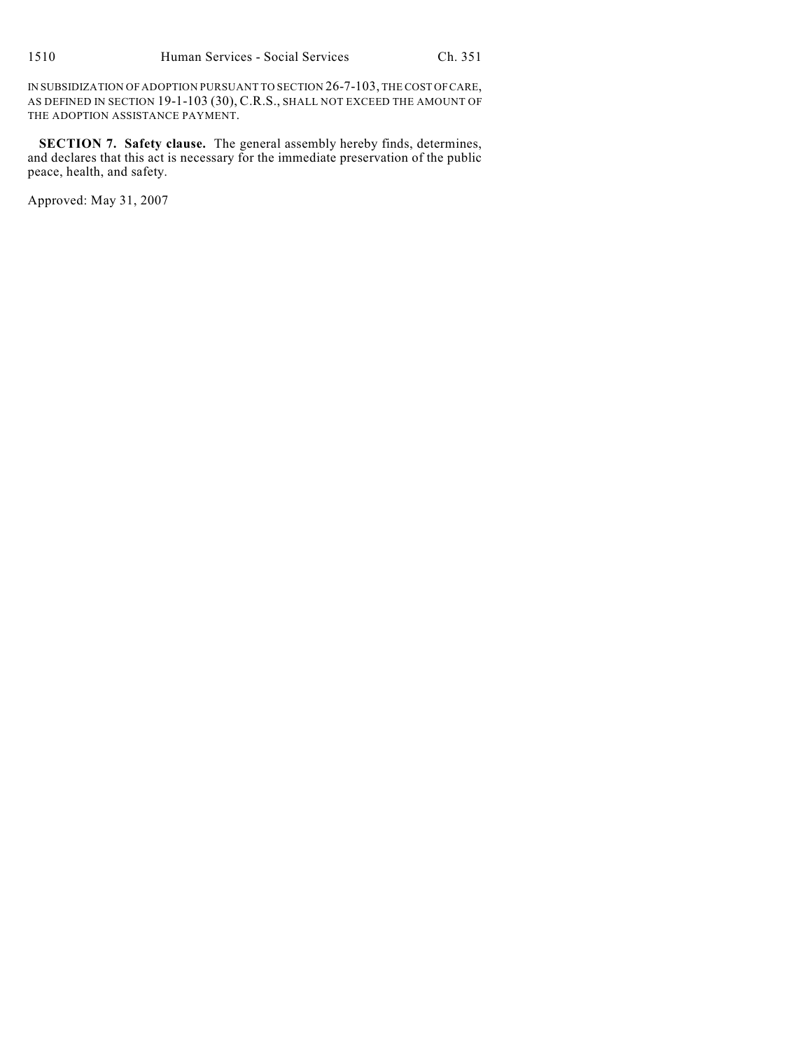IN SUBSIDIZATION OF ADOPTION PURSUANT TO SECTION 26-7-103, THE COST OF CARE, AS DEFINED IN SECTION 19-1-103 (30), C.R.S., SHALL NOT EXCEED THE AMOUNT OF THE ADOPTION ASSISTANCE PAYMENT.

**SECTION 7. Safety clause.** The general assembly hereby finds, determines, and declares that this act is necessary for the immediate preservation of the public peace, health, and safety.

Approved: May 31, 2007